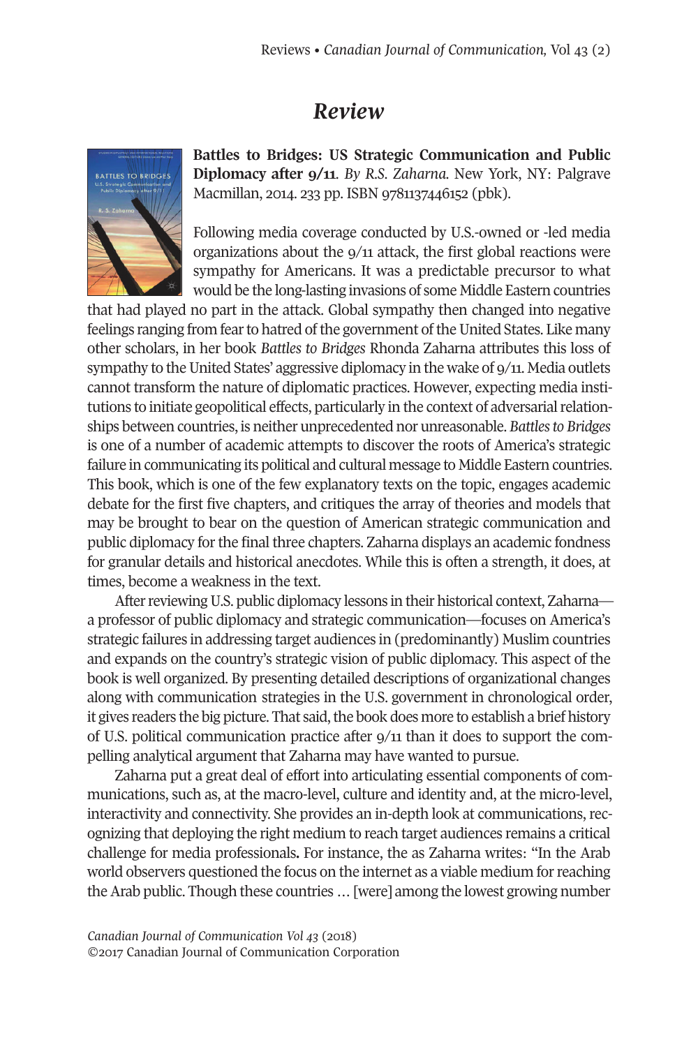# *Review*

**Battles to Bridges: US Strategic Communication and Public Diplomacy after 9/11**. *By R.S. Zaharna.* New York, NY: Palgrave Macmillan, 2014. 233 pp. ISBN 9781137446152 (pbk).

Following media coverage conducted by U.S.-owned or -led media organizations about the 9/11 attack, the first global reactions were sympathy for Americans. It was a predictable precursor to what would be the long-lasting invasions of some Middle Eastern countries that had played no part in the attack. Global sympathy then changed into negative feelings ranging from fear to hatred of the government of the United States. Like many other scholars, in her book *Battles to Bridges* Rhonda Zaharna attributes this loss of sympathy to the United States' aggressive diplomacy in the wake of 9/11. Media outlets cannot transform the nature of diplomatic practices. However, expecting media institutions to initiate geopolitical effects, particularly in the context of adversarial relationships between countries, is neither unprecedented nor unreasonable. *Battles to Bridges* is one of a number of academic attempts to discover the roots of America's strategic failure in communicating its political and cultural message to Middle Eastern countries. This book, which is one of the few explanatory texts on the topic, engages academic debate for the first five chapters, and critiques the array of theories and models that may be brought to bear on the question of American strategic communication and public diplomacy for the final three chapters. Zaharna displays an academic fondness for granular details and historical anecdotes. While this is often a strength, it does, at times, become a weakness in the text.

After reviewing U.S. public diplomacy lessons in their historical context, Zaharna—a professor of public diplomacy and strategic communication—focuses on America's strategic failures in addressing target audiences in (predominantly) Muslim countries and expands on the country's strategic vision of public diplomacy. This aspect of the book is well organized. By presenting detailed descriptions of organizational changes along with communication strategies in the U.S. government in chronological order, it gives readers the big picture. That said, the book does more to establish a brief history of U.S. political communication practice after 9/11 than it does to support the compelling analytical argument that Zaharna may have wanted to pursue.

Zaharna put a great deal of effort into articulating essential components of communications, such as, at the macro-level, culture and identity and, at the micro-level, interactivity and connectivity. She provides an in-depth look at communications, recognizing that deploying the right medium to reach target audiences remains a critical challenge for media professionals. For instance, the as Zaharna writes: "In the Arab world observers questioned the focus on the internet as a viable medium for reaching the Arab public. Though these countries … [were] among the lowest growing number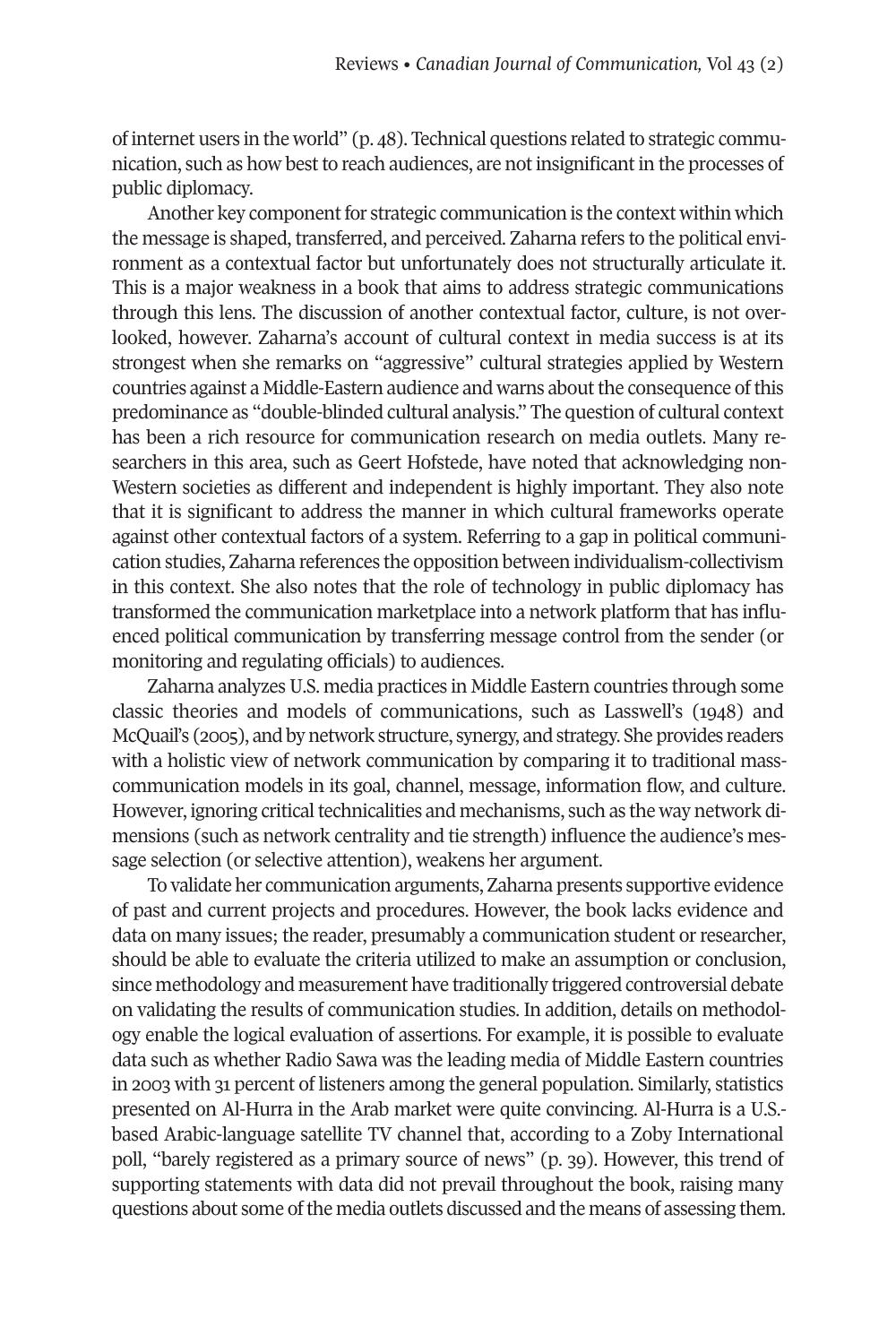of internet users in the world" (p. 48). Technical questions related to strategic communication, such as how best to reach audiences, are not insignificant in the processes of public diplomacy.

Another key component for strategic communication is the context within which the message is shaped, transferred, and perceived. Zaharna refers to the political environment as a contextual factor but unfortunately does not structurally articulate it. This is a major weakness in a book that aims to address strategic communications through this lens. The discussion of another contextual factor, culture, is not overlooked, however. Zaharna's account of cultural context in media success is at its strongest when she remarks on "aggressive" cultural strategies applied by Western countries against a Middle-Eastern audience and warns about the consequence of this predominance as "double-blinded cultural analysis." The question of cultural context has been a rich resource for communication research on media outlets. Many researchers in this area, such as Geert Hofstede, have noted that acknowledging non-Western societies as different and independent is highly important. They also note that it is significant to address the manner in which cultural frameworks operate against other contextual factors of a system. Referring to a gap in political communication studies, Zaharna references the opposition between individualism-collectivism in this context. She also notes that the role of technology in public diplomacy has transformed the communication marketplace into a network platform that has influenced political communication by transferring message control from the sender (or monitoring and regulating officials) to audiences.

Zaharna analyzes U.S. media practices in Middle Eastern countries through some classic theories and models of communications, such as Lasswell's (1948) and McQuail's (2005), and by network structure, synergy, and strategy. She provides readers with a holistic view of network communication by comparing it to traditional mass-communication models in its goal, channel, message, information flow, and culture. However, ignoring critical technicalities and mechanisms, such as the way network dimensions (such as network centrality and tie strength) influence the audience's message selection (or selective attention), weakens her argument.

To validate her communication arguments, Zaharna presents supportive evidence of past and current projects and procedures. However, the book lacks evidence and data on many issues; the reader, presumably a communication student or researcher, should be able to evaluate the criteria utilized to make an assumption or conclusion, since methodology and measurement have traditionally triggered controversial debate on validating the results of communication studies. In addition, details on methodology enable the logical evaluation of assertions. For example, it is possible to evaluate data such as whether Radio Sawa was the leading media of Middle Eastern countries in 2003 with 31 percent of listeners among the general population. Similarly, statistics presented on Al-Hurra in the Arab market were quite convincing. Al-Hurra is a U.S.-based Arabic-language satellite TV channel that, according to a Zoby International poll, "barely registered as a primary source of news" (p. 39). However, this trend of supporting statements with data did not prevail throughout the book, raising many questions about some of the media outlets discussed and the means of assessing them.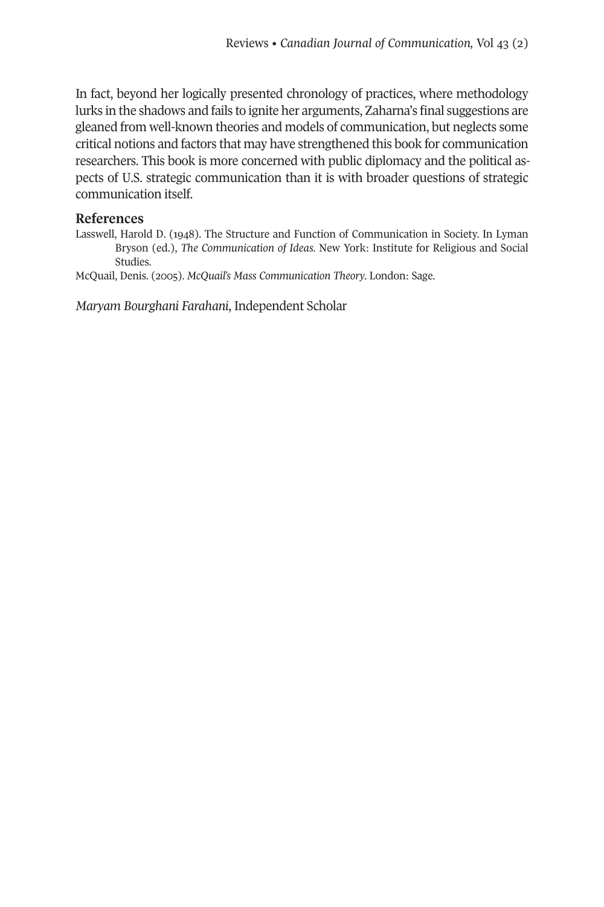In fact, beyond her logically presented chronology of practices, where methodology lurks in the shadows and fails to ignite her arguments, Zaharna's final suggestions are gleaned from well-known theories and models of communication, but neglects some critical notions and factors that may have strengthened this book for communication researchers. This book is more concerned with public diplomacy and the political aspects of U.S. strategic communication than it is with broader questions of strategic communication itself.

## References

Lasswell, Harold D. (1948). The Structure and Function of Communication in Society. In Lyman Bryson (ed.), *The Communication of Ideas.* New York: Institute for Religious and Social Studies.

McQuail, Denis. (2005). *McQuail's Mass Communication Theory*. London: Sage.

*Maryam Bourghani Farahani*, Independent Scholar